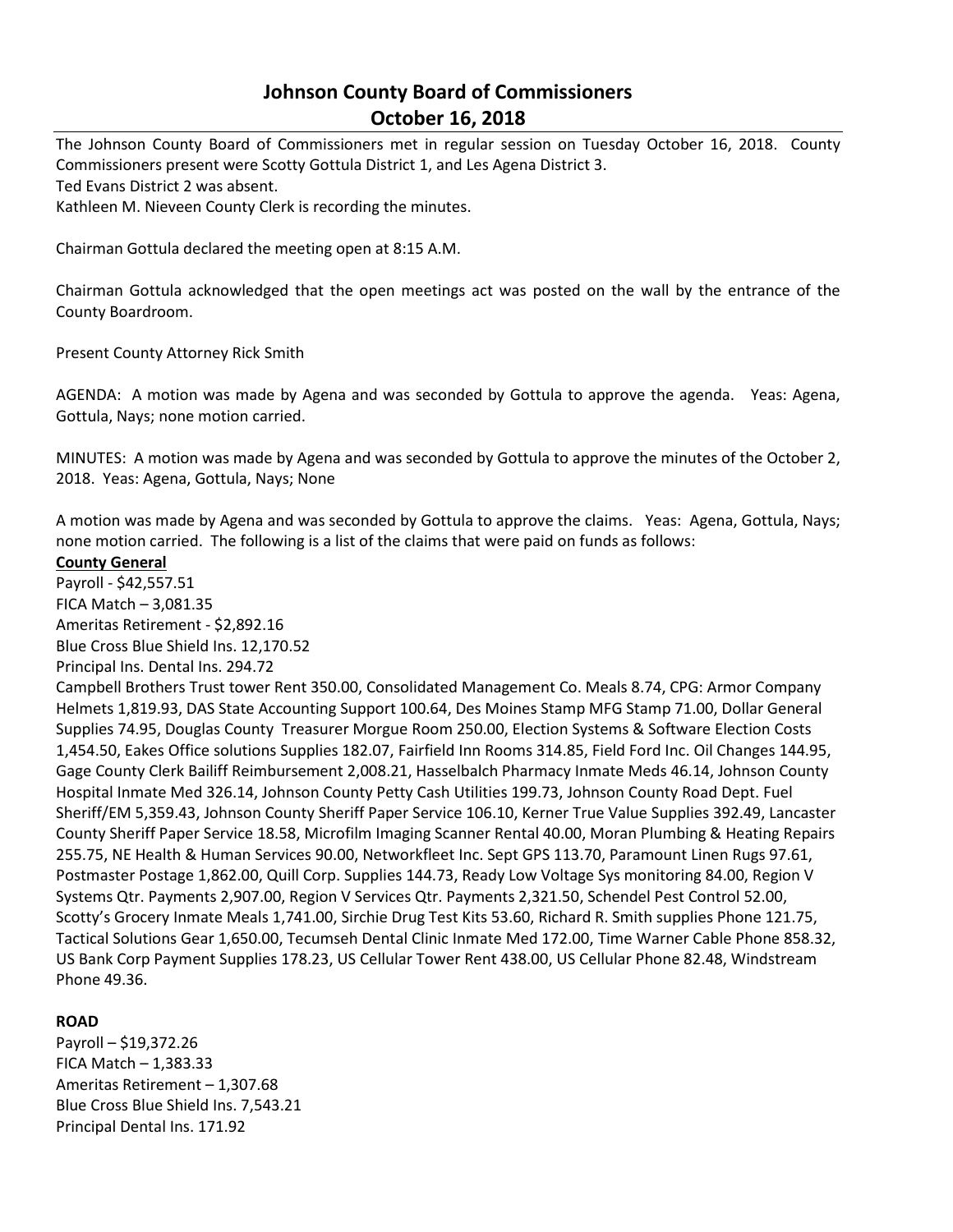# Johnson County Board of Commissioners
## October 16, 2018

The Johnson County Board of Commissioners met in regular session on Tuesday October 16, 2018. County Commissioners present were Scotty Gottula District 1, and Les Agena District 3.
Ted Evans District 2 was absent.
Kathleen M. Nieveen County Clerk is recording the minutes.

Chairman Gottula declared the meeting open at 8:15 A.M.

Chairman Gottula acknowledged that the open meetings act was posted on the wall by the entrance of the County Boardroom.

Present County Attorney Rick Smith

AGENDA: A motion was made by Agena and was seconded by Gottula to approve the agenda. Yeas: Agena, Gottula, Nays; none motion carried.

MINUTES: A motion was made by Agena and was seconded by Gottula to approve the minutes of the October 2, 2018. Yeas: Agena, Gottula, Nays; None

A motion was made by Agena and was seconded by Gottula to approve the claims. Yeas: Agena, Gottula, Nays; none motion carried. The following is a list of the claims that were paid on funds as follows:

**County General**

Payroll - $42,557.51
FICA Match – 3,081.35
Ameritas Retirement - $2,892.16
Blue Cross Blue Shield Ins. 12,170.52
Principal Ins. Dental Ins. 294.72
Campbell Brothers Trust tower Rent 350.00, Consolidated Management Co. Meals 8.74, CPG: Armor Company Helmets 1,819.93, DAS State Accounting Support 100.64, Des Moines Stamp MFG Stamp 71.00, Dollar General Supplies 74.95, Douglas County Treasurer Morgue Room 250.00, Election Systems & Software Election Costs 1,454.50, Eakes Office solutions Supplies 182.07, Fairfield Inn Rooms 314.85, Field Ford Inc. Oil Changes 144.95, Gage County Clerk Bailiff Reimbursement 2,008.21, Hasselbalch Pharmacy Inmate Meds 46.14, Johnson County Hospital Inmate Med 326.14, Johnson County Petty Cash Utilities 199.73, Johnson County Road Dept. Fuel Sheriff/EM 5,359.43, Johnson County Sheriff Paper Service 106.10, Kerner True Value Supplies 392.49, Lancaster County Sheriff Paper Service 18.58, Microfilm Imaging Scanner Rental 40.00, Moran Plumbing & Heating Repairs 255.75, NE Health & Human Services 90.00, Networkfleet Inc. Sept GPS 113.70, Paramount Linen Rugs 97.61, Postmaster Postage 1,862.00, Quill Corp. Supplies 144.73, Ready Low Voltage Sys monitoring 84.00, Region V Systems Qtr. Payments 2,907.00, Region V Services Qtr. Payments 2,321.50, Schendel Pest Control 52.00, Scotty's Grocery Inmate Meals 1,741.00, Sirchie Drug Test Kits 53.60, Richard R. Smith supplies Phone 121.75, Tactical Solutions Gear 1,650.00, Tecumseh Dental Clinic Inmate Med 172.00, Time Warner Cable Phone 858.32, US Bank Corp Payment Supplies 178.23, US Cellular Tower Rent 438.00, US Cellular Phone 82.48, Windstream Phone 49.36.

**ROAD**

Payroll – $19,372.26
FICA Match – 1,383.33
Ameritas Retirement – 1,307.68
Blue Cross Blue Shield Ins. 7,543.21
Principal Dental Ins. 171.92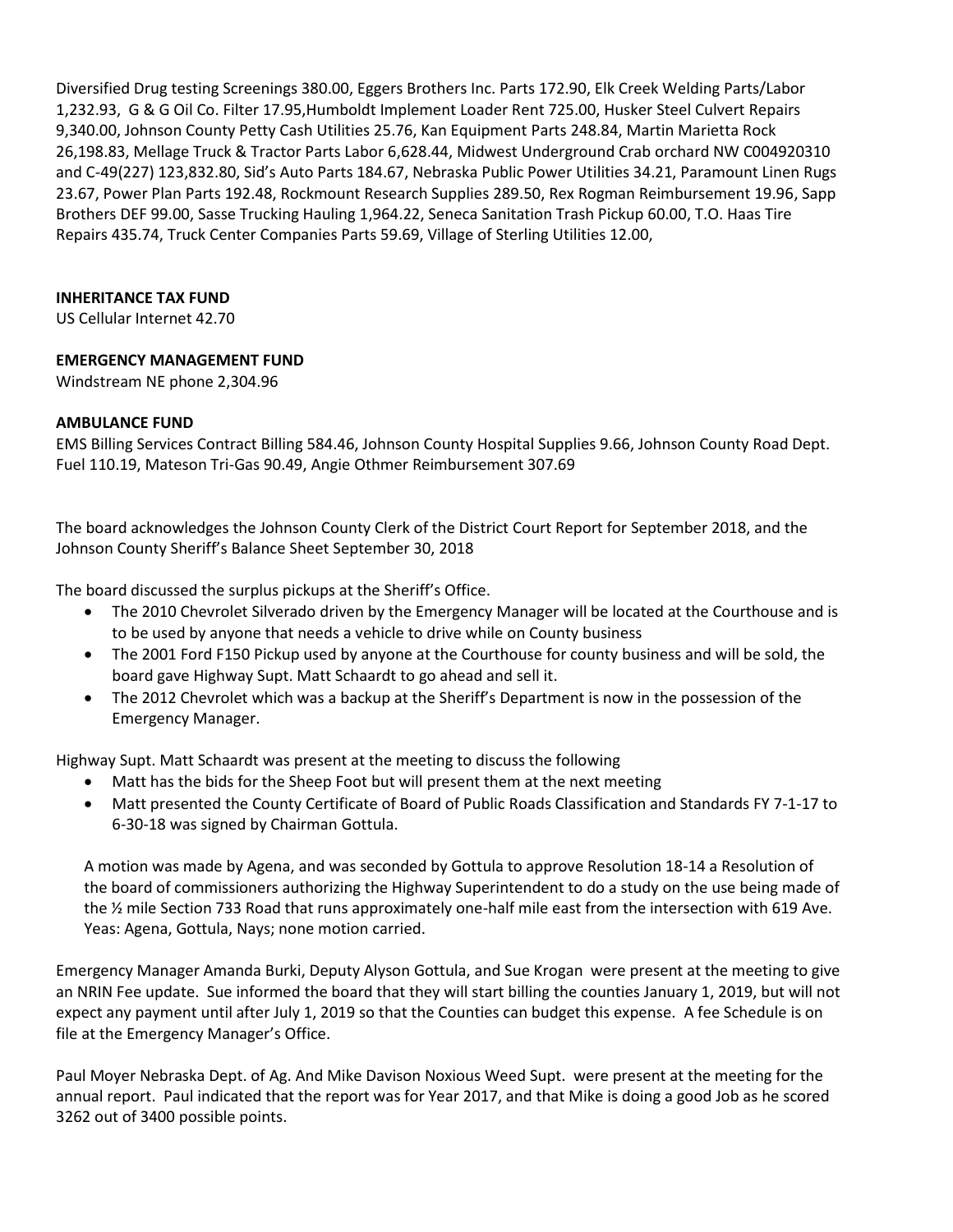Diversified Drug testing Screenings 380.00, Eggers Brothers Inc. Parts 172.90, Elk Creek Welding Parts/Labor 1,232.93, G & G Oil Co. Filter 17.95,Humboldt Implement Loader Rent 725.00, Husker Steel Culvert Repairs 9,340.00, Johnson County Petty Cash Utilities 25.76, Kan Equipment Parts 248.84, Martin Marietta Rock 26,198.83, Mellage Truck & Tractor Parts Labor 6,628.44, Midwest Underground Crab orchard NW C004920310 and C-49(227) 123,832.80, Sid's Auto Parts 184.67, Nebraska Public Power Utilities 34.21, Paramount Linen Rugs 23.67, Power Plan Parts 192.48, Rockmount Research Supplies 289.50, Rex Rogman Reimbursement 19.96, Sapp Brothers DEF 99.00, Sasse Trucking Hauling 1,964.22, Seneca Sanitation Trash Pickup 60.00, T.O. Haas Tire Repairs 435.74, Truck Center Companies Parts 59.69, Village of Sterling Utilities 12.00,

**INHERITANCE TAX FUND**
US Cellular Internet 42.70

**EMERGENCY MANAGEMENT FUND**
Windstream NE phone 2,304.96

**AMBULANCE FUND**
EMS Billing Services Contract Billing 584.46, Johnson County Hospital Supplies 9.66, Johnson County Road Dept. Fuel 110.19, Mateson Tri-Gas 90.49, Angie Othmer Reimbursement 307.69

The board acknowledges the Johnson County Clerk of the District Court Report for September 2018, and the Johnson County Sheriff's Balance Sheet September 30, 2018

The board discussed the surplus pickups at the Sheriff's Office.

- The 2010 Chevrolet Silverado driven by the Emergency Manager will be located at the Courthouse and is to be used by anyone that needs a vehicle to drive while on County business
- The 2001 Ford F150 Pickup used by anyone at the Courthouse for county business and will be sold, the board gave Highway Supt. Matt Schaardt to go ahead and sell it.
- The 2012 Chevrolet which was a backup at the Sheriff's Department is now in the possession of the Emergency Manager.

Highway Supt. Matt Schaardt was present at the meeting to discuss the following

- Matt has the bids for the Sheep Foot but will present them at the next meeting
- Matt presented the County Certificate of Board of Public Roads Classification and Standards FY 7-1-17 to 6-30-18 was signed by Chairman Gottula.

A motion was made by Agena, and was seconded by Gottula to approve Resolution 18-14 a Resolution of the board of commissioners authorizing the Highway Superintendent to do a study on the use being made of the ½ mile Section 733 Road that runs approximately one-half mile east from the intersection with 619 Ave. Yeas: Agena, Gottula, Nays; none motion carried.

Emergency Manager Amanda Burki, Deputy Alyson Gottula, and Sue Krogan were present at the meeting to give an NRIN Fee update. Sue informed the board that they will start billing the counties January 1, 2019, but will not expect any payment until after July 1, 2019 so that the Counties can budget this expense. A fee Schedule is on file at the Emergency Manager's Office.

Paul Moyer Nebraska Dept. of Ag. And Mike Davison Noxious Weed Supt. were present at the meeting for the annual report. Paul indicated that the report was for Year 2017, and that Mike is doing a good Job as he scored 3262 out of 3400 possible points.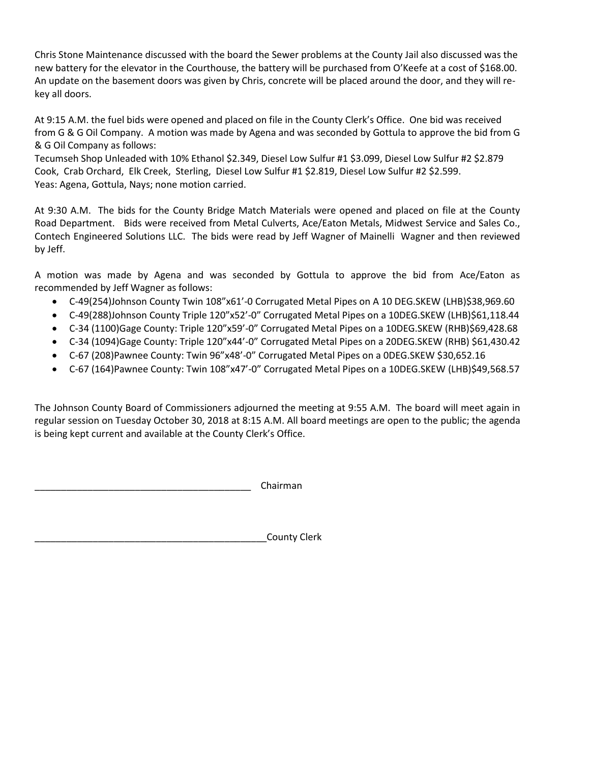Chris Stone Maintenance discussed with the board the Sewer problems at the County Jail also discussed was the new battery for the elevator in the Courthouse, the battery will be purchased from O'Keefe at a cost of $168.00. An update on the basement doors was given by Chris, concrete will be placed around the door, and they will re-key all doors.

At 9:15 A.M. the fuel bids were opened and placed on file in the County Clerk's Office. One bid was received from G & G Oil Company. A motion was made by Agena and was seconded by Gottula to approve the bid from G & G Oil Company as follows:
Tecumseh Shop Unleaded with 10% Ethanol $2.349, Diesel Low Sulfur #1 $3.099, Diesel Low Sulfur #2 $2.879
Cook, Crab Orchard, Elk Creek, Sterling, Diesel Low Sulfur #1 $2.819, Diesel Low Sulfur #2 $2.599.
Yeas: Agena, Gottula, Nays; none motion carried.

At 9:30 A.M. The bids for the County Bridge Match Materials were opened and placed on file at the County Road Department. Bids were received from Metal Culverts, Ace/Eaton Metals, Midwest Service and Sales Co., Contech Engineered Solutions LLC. The bids were read by Jeff Wagner of Mainelli Wagner and then reviewed by Jeff.

A motion was made by Agena and was seconded by Gottula to approve the bid from Ace/Eaton as recommended by Jeff Wagner as follows:

- C-49(254)Johnson County Twin 108"x61'-0 Corrugated Metal Pipes on A 10 DEG.SKEW (LHB)$38,969.60
- C-49(288)Johnson County Triple 120"x52'-0" Corrugated Metal Pipes on a 10DEG.SKEW (LHB)$61,118.44
- C-34 (1100)Gage County: Triple 120"x59'-0" Corrugated Metal Pipes on a 10DEG.SKEW (RHB)$69,428.68
- C-34 (1094)Gage County: Triple 120"x44'-0" Corrugated Metal Pipes on a 20DEG.SKEW (RHB) $61,430.42
- C-67 (208)Pawnee County: Twin 96"x48'-0" Corrugated Metal Pipes on a 0DEG.SKEW $30,652.16
- C-67 (164)Pawnee County: Twin 108"x47'-0" Corrugated Metal Pipes on a 10DEG.SKEW (LHB)$49,568.57

The Johnson County Board of Commissioners adjourned the meeting at 9:55 A.M. The board will meet again in regular session on Tuesday October 30, 2018 at 8:15 A.M. All board meetings are open to the public; the agenda is being kept current and available at the County Clerk's Office.

\_\_\_\_\_\_\_\_\_\_\_\_\_\_\_\_\_\_\_\_\_\_\_\_\_\_\_\_\_\_\_\_\_\_\_\_\_\_\_\_\_\_ Chairman

\_\_\_\_\_\_\_\_\_\_\_\_\_\_\_\_\_\_\_\_\_\_\_\_\_\_\_\_\_\_\_\_\_\_\_\_\_\_\_\_\_\_\_\_\_County Clerk